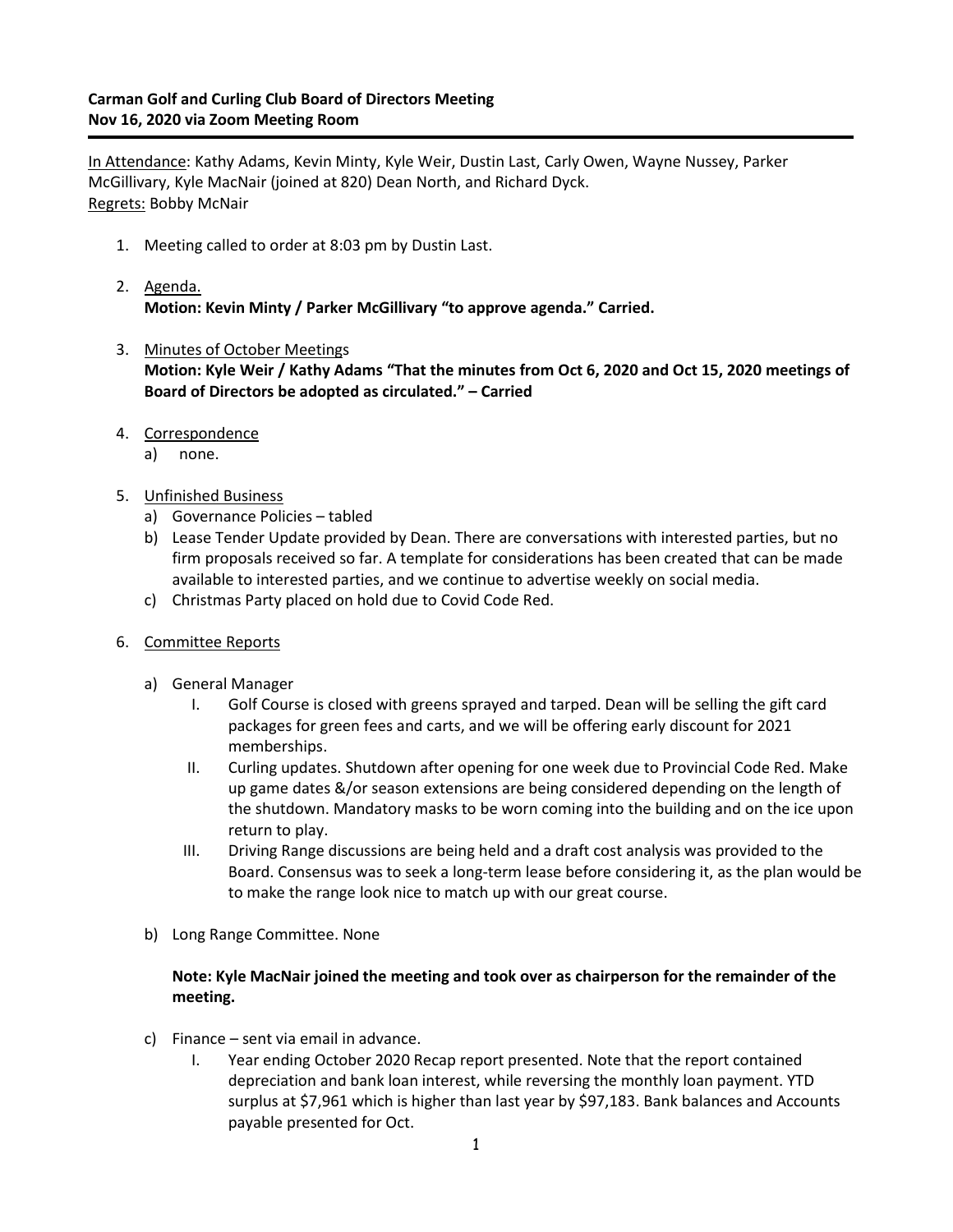**Carman Golf and Curling Club Board of Directors Meeting**
**Nov 16, 2020 via Zoom Meeting Room**

---

<u>In Attendance</u>: Kathy Adams, Kevin Minty, Kyle Weir, Dustin Last, Carly Owen, Wayne Nussey, Parker McGillivary, Kyle MacNair (joined at 820) Dean North, and Richard Dyck.
<u>Regrets:</u> Bobby McNair

1. Meeting called to order at 8:03 pm by Dustin Last.

2. <u>Agenda.</u>
   **Motion: Kevin Minty / Parker McGillivary "to approve agenda." Carried.**

3. <u>Minutes of October Meetings</u>
   **Motion: Kyle Weir / Kathy Adams "That the minutes from Oct 6, 2020 and Oct 15, 2020 meetings of Board of Directors be adopted as circulated." – Carried**

4. <u>Correspondence</u>
   a) none.

5. <u>Unfinished Business</u>
   a) Governance Policies – tabled
   b) Lease Tender Update provided by Dean. There are conversations with interested parties, but no firm proposals received so far. A template for considerations has been created that can be made available to interested parties, and we continue to advertise weekly on social media.
   c) Christmas Party placed on hold due to Covid Code Red.

6. <u>Committee Reports</u>

   a) General Manager
      I. Golf Course is closed with greens sprayed and tarped. Dean will be selling the gift card packages for green fees and carts, and we will be offering early discount for 2021 memberships.
      II. Curling updates. Shutdown after opening for one week due to Provincial Code Red. Make up game dates &/or season extensions are being considered depending on the length of the shutdown. Mandatory masks to be worn coming into the building and on the ice upon return to play.
      III. Driving Range discussions are being held and a draft cost analysis was provided to the Board. Consensus was to seek a long-term lease before considering it, as the plan would be to make the range look nice to match up with our great course.

   b) Long Range Committee. None

   **Note: Kyle MacNair joined the meeting and took over as chairperson for the remainder of the meeting.**

   c) Finance – sent via email in advance.
      I. Year ending October 2020 Recap report presented. Note that the report contained depreciation and bank loan interest, while reversing the monthly loan payment. YTD surplus at $7,961 which is higher than last year by $97,183. Bank balances and Accounts payable presented for Oct.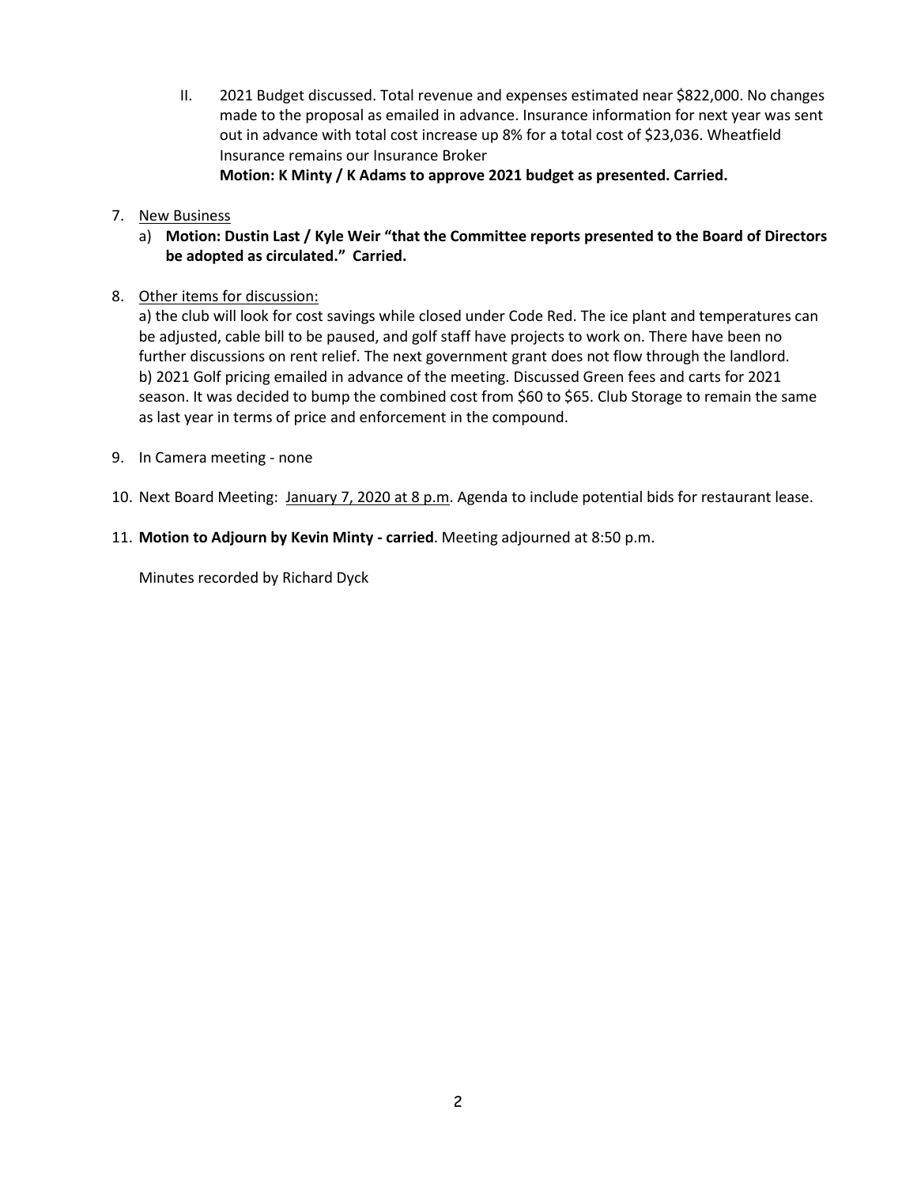II. 2021 Budget discussed. Total revenue and expenses estimated near $822,000. No changes made to the proposal as emailed in advance. Insurance information for next year was sent out in advance with total cost increase up 8% for a total cost of $23,036. Wheatfield Insurance remains our Insurance Broker
**Motion: K Minty / K Adams to approve 2021 budget as presented. Carried.**

7. New Business
   a) **Motion: Dustin Last / Kyle Weir "that the Committee reports presented to the Board of Directors be adopted as circulated." Carried.**

8. Other items for discussion:
   a) the club will look for cost savings while closed under Code Red. The ice plant and temperatures can be adjusted, cable bill to be paused, and golf staff have projects to work on. There have been no further discussions on rent relief. The next government grant does not flow through the landlord.
   b) 2021 Golf pricing emailed in advance of the meeting. Discussed Green fees and carts for 2021 season. It was decided to bump the combined cost from $60 to $65. Club Storage to remain the same as last year in terms of price and enforcement in the compound.

9. In Camera meeting - none

10. Next Board Meeting: January 7, 2020 at 8 p.m. Agenda to include potential bids for restaurant lease.

11. **Motion to Adjourn by Kevin Minty - carried**. Meeting adjourned at 8:50 p.m.

Minutes recorded by Richard Dyck